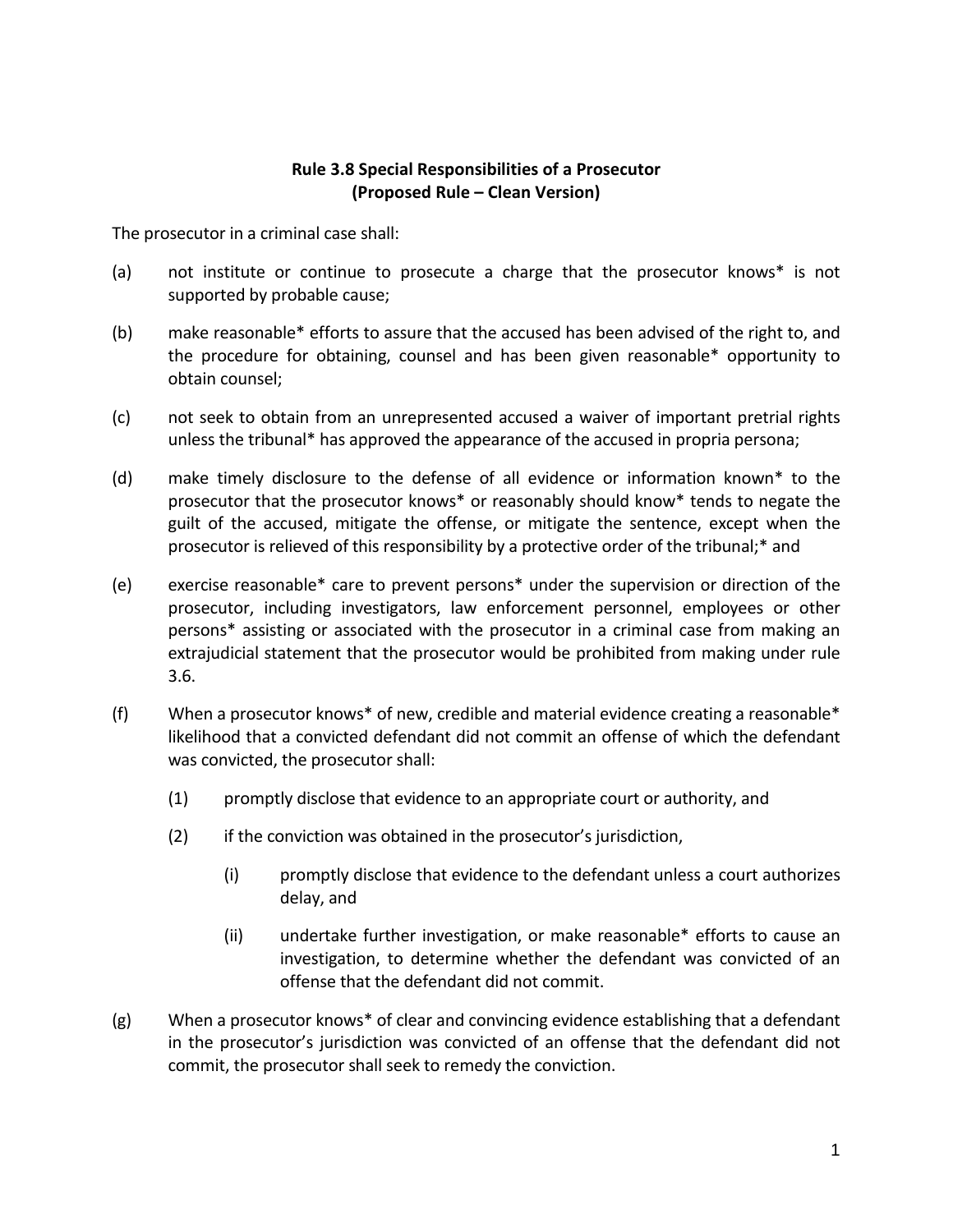**Rule 3.8 Special Responsibilities of a Prosecutor**
**(Proposed Rule – Clean Version)**

The prosecutor in a criminal case shall:

(a) not institute or continue to prosecute a charge that the prosecutor knows* is not supported by probable cause;

(b) make reasonable* efforts to assure that the accused has been advised of the right to, and the procedure for obtaining, counsel and has been given reasonable* opportunity to obtain counsel;

(c) not seek to obtain from an unrepresented accused a waiver of important pretrial rights unless the tribunal* has approved the appearance of the accused in propria persona;

(d) make timely disclosure to the defense of all evidence or information known* to the prosecutor that the prosecutor knows* or reasonably should know* tends to negate the guilt of the accused, mitigate the offense, or mitigate the sentence, except when the prosecutor is relieved of this responsibility by a protective order of the tribunal;* and

(e) exercise reasonable* care to prevent persons* under the supervision or direction of the prosecutor, including investigators, law enforcement personnel, employees or other persons* assisting or associated with the prosecutor in a criminal case from making an extrajudicial statement that the prosecutor would be prohibited from making under rule 3.6.

(f) When a prosecutor knows* of new, credible and material evidence creating a reasonable* likelihood that a convicted defendant did not commit an offense of which the defendant was convicted, the prosecutor shall:

  (1) promptly disclose that evidence to an appropriate court or authority, and

  (2) if the conviction was obtained in the prosecutor's jurisdiction,

    (i) promptly disclose that evidence to the defendant unless a court authorizes delay, and

    (ii) undertake further investigation, or make reasonable* efforts to cause an investigation, to determine whether the defendant was convicted of an offense that the defendant did not commit.

(g) When a prosecutor knows* of clear and convincing evidence establishing that a defendant in the prosecutor's jurisdiction was convicted of an offense that the defendant did not commit, the prosecutor shall seek to remedy the conviction.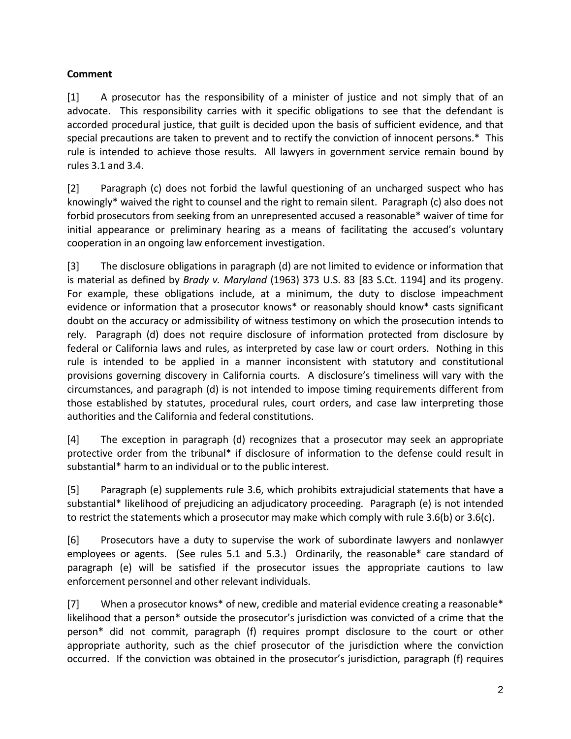**Comment**

[1] A prosecutor has the responsibility of a minister of justice and not simply that of an advocate. This responsibility carries with it specific obligations to see that the defendant is accorded procedural justice, that guilt is decided upon the basis of sufficient evidence, and that special precautions are taken to prevent and to rectify the conviction of innocent persons.* This rule is intended to achieve those results. All lawyers in government service remain bound by rules 3.1 and 3.4.

[2] Paragraph (c) does not forbid the lawful questioning of an uncharged suspect who has knowingly* waived the right to counsel and the right to remain silent. Paragraph (c) also does not forbid prosecutors from seeking from an unrepresented accused a reasonable* waiver of time for initial appearance or preliminary hearing as a means of facilitating the accused's voluntary cooperation in an ongoing law enforcement investigation.

[3] The disclosure obligations in paragraph (d) are not limited to evidence or information that is material as defined by *Brady v. Maryland* (1963) 373 U.S. 83 [83 S.Ct. 1194] and its progeny. For example, these obligations include, at a minimum, the duty to disclose impeachment evidence or information that a prosecutor knows* or reasonably should know* casts significant doubt on the accuracy or admissibility of witness testimony on which the prosecution intends to rely. Paragraph (d) does not require disclosure of information protected from disclosure by federal or California laws and rules, as interpreted by case law or court orders. Nothing in this rule is intended to be applied in a manner inconsistent with statutory and constitutional provisions governing discovery in California courts. A disclosure's timeliness will vary with the circumstances, and paragraph (d) is not intended to impose timing requirements different from those established by statutes, procedural rules, court orders, and case law interpreting those authorities and the California and federal constitutions.

[4] The exception in paragraph (d) recognizes that a prosecutor may seek an appropriate protective order from the tribunal* if disclosure of information to the defense could result in substantial* harm to an individual or to the public interest.

[5] Paragraph (e) supplements rule 3.6, which prohibits extrajudicial statements that have a substantial* likelihood of prejudicing an adjudicatory proceeding. Paragraph (e) is not intended to restrict the statements which a prosecutor may make which comply with rule 3.6(b) or 3.6(c).

[6] Prosecutors have a duty to supervise the work of subordinate lawyers and nonlawyer employees or agents. (See rules 5.1 and 5.3.) Ordinarily, the reasonable* care standard of paragraph (e) will be satisfied if the prosecutor issues the appropriate cautions to law enforcement personnel and other relevant individuals.

[7] When a prosecutor knows* of new, credible and material evidence creating a reasonable* likelihood that a person* outside the prosecutor's jurisdiction was convicted of a crime that the person* did not commit, paragraph (f) requires prompt disclosure to the court or other appropriate authority, such as the chief prosecutor of the jurisdiction where the conviction occurred. If the conviction was obtained in the prosecutor's jurisdiction, paragraph (f) requires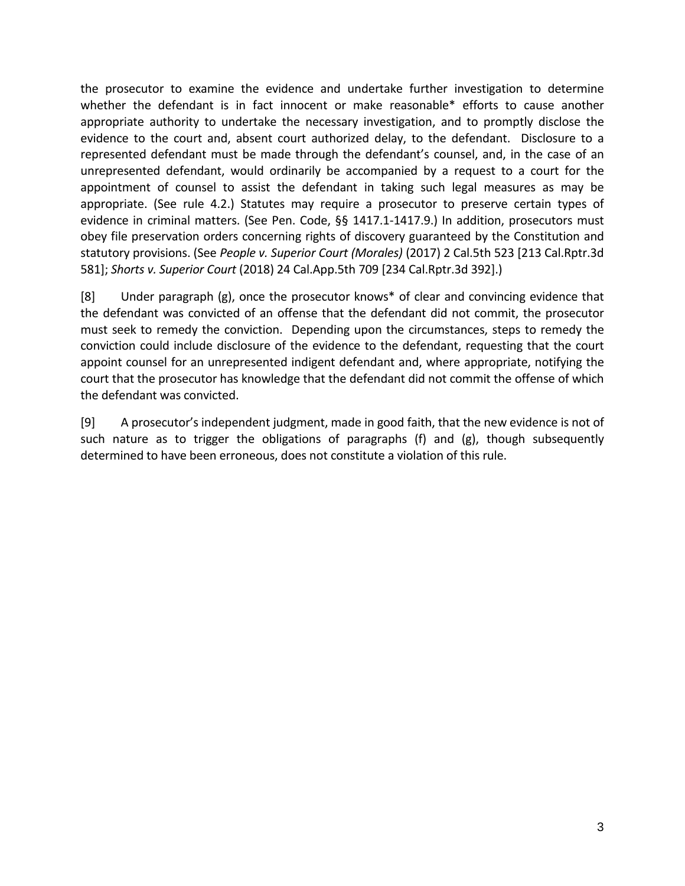the prosecutor to examine the evidence and undertake further investigation to determine whether the defendant is in fact innocent or make reasonable* efforts to cause another appropriate authority to undertake the necessary investigation, and to promptly disclose the evidence to the court and, absent court authorized delay, to the defendant. Disclosure to a represented defendant must be made through the defendant's counsel, and, in the case of an unrepresented defendant, would ordinarily be accompanied by a request to a court for the appointment of counsel to assist the defendant in taking such legal measures as may be appropriate. (See rule 4.2.) Statutes may require a prosecutor to preserve certain types of evidence in criminal matters. (See Pen. Code, §§ 1417.1-1417.9.) In addition, prosecutors must obey file preservation orders concerning rights of discovery guaranteed by the Constitution and statutory provisions. (See *People v. Superior Court (Morales)* (2017) 2 Cal.5th 523 [213 Cal.Rptr.3d 581]; *Shorts v. Superior Court* (2018) 24 Cal.App.5th 709 [234 Cal.Rptr.3d 392].)

[8] Under paragraph (g), once the prosecutor knows* of clear and convincing evidence that the defendant was convicted of an offense that the defendant did not commit, the prosecutor must seek to remedy the conviction. Depending upon the circumstances, steps to remedy the conviction could include disclosure of the evidence to the defendant, requesting that the court appoint counsel for an unrepresented indigent defendant and, where appropriate, notifying the court that the prosecutor has knowledge that the defendant did not commit the offense of which the defendant was convicted.

[9] A prosecutor's independent judgment, made in good faith, that the new evidence is not of such nature as to trigger the obligations of paragraphs (f) and (g), though subsequently determined to have been erroneous, does not constitute a violation of this rule.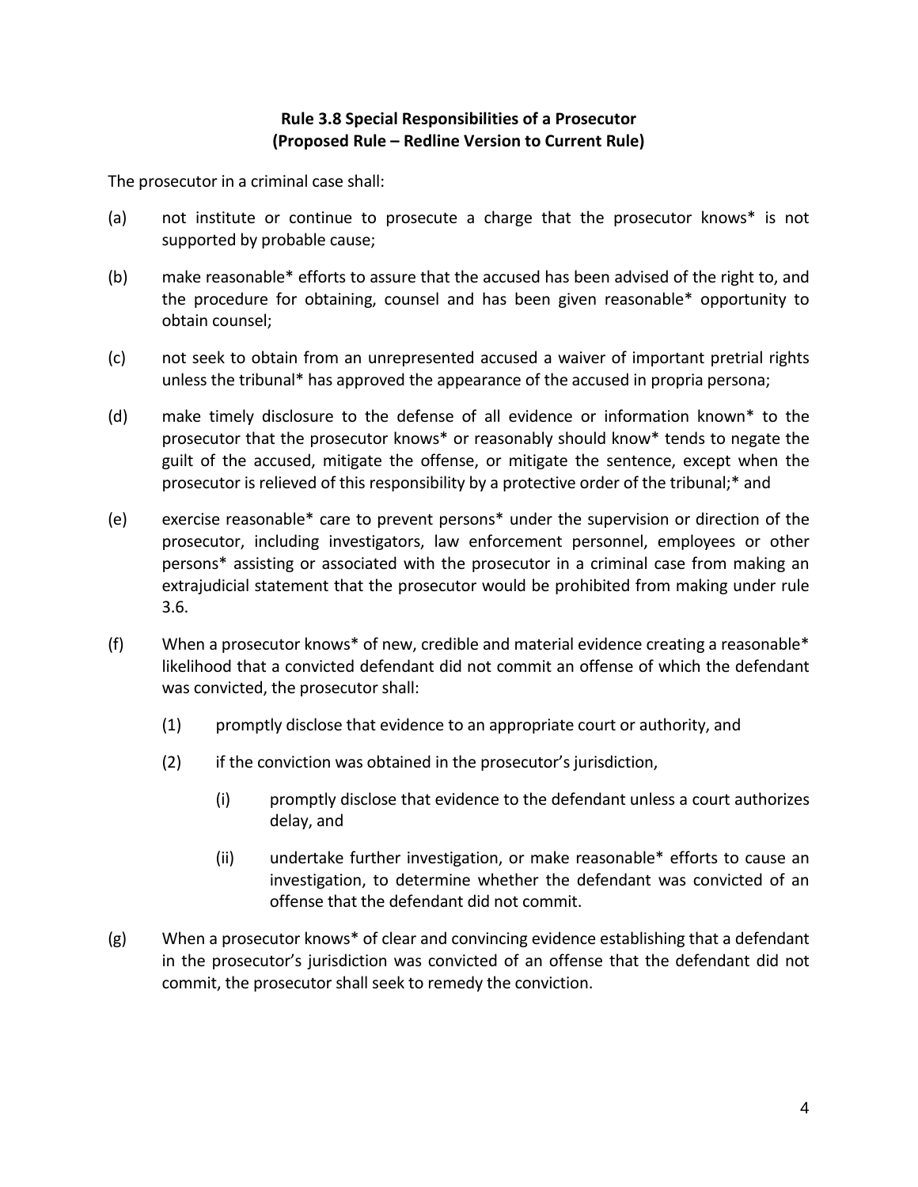**Rule 3.8 Special Responsibilities of a Prosecutor**
**(Proposed Rule – Redline Version to Current Rule)**

The prosecutor in a criminal case shall:

(a) not institute or continue to prosecute a charge that the prosecutor knows* is not supported by probable cause;

(b) make reasonable* efforts to assure that the accused has been advised of the right to, and the procedure for obtaining, counsel and has been given reasonable* opportunity to obtain counsel;

(c) not seek to obtain from an unrepresented accused a waiver of important pretrial rights unless the tribunal* has approved the appearance of the accused in propria persona;

(d) make timely disclosure to the defense of all evidence or information known* to the prosecutor that the prosecutor knows* or reasonably should know* tends to negate the guilt of the accused, mitigate the offense, or mitigate the sentence, except when the prosecutor is relieved of this responsibility by a protective order of the tribunal;* and

(e) exercise reasonable* care to prevent persons* under the supervision or direction of the prosecutor, including investigators, law enforcement personnel, employees or other persons* assisting or associated with the prosecutor in a criminal case from making an extrajudicial statement that the prosecutor would be prohibited from making under rule 3.6.

(f) When a prosecutor knows* of new, credible and material evidence creating a reasonable* likelihood that a convicted defendant did not commit an offense of which the defendant was convicted, the prosecutor shall:

  (1) promptly disclose that evidence to an appropriate court or authority, and

  (2) if the conviction was obtained in the prosecutor's jurisdiction,

    (i) promptly disclose that evidence to the defendant unless a court authorizes delay, and

    (ii) undertake further investigation, or make reasonable* efforts to cause an investigation, to determine whether the defendant was convicted of an offense that the defendant did not commit.

(g) When a prosecutor knows* of clear and convincing evidence establishing that a defendant in the prosecutor's jurisdiction was convicted of an offense that the defendant did not commit, the prosecutor shall seek to remedy the conviction.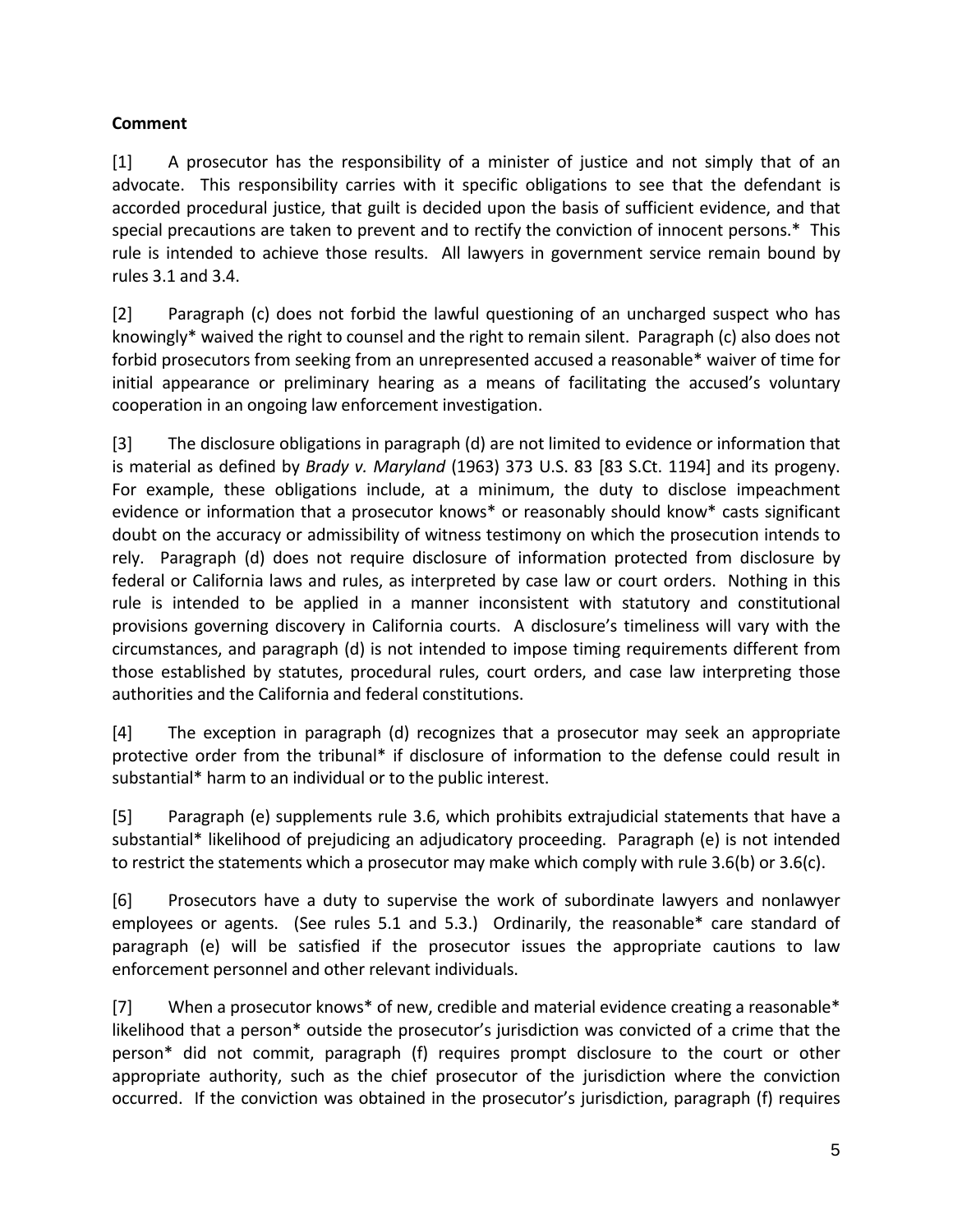**Comment**

[1] A prosecutor has the responsibility of a minister of justice and not simply that of an advocate. This responsibility carries with it specific obligations to see that the defendant is accorded procedural justice, that guilt is decided upon the basis of sufficient evidence, and that special precautions are taken to prevent and to rectify the conviction of innocent persons.* This rule is intended to achieve those results. All lawyers in government service remain bound by rules 3.1 and 3.4.

[2] Paragraph (c) does not forbid the lawful questioning of an uncharged suspect who has knowingly* waived the right to counsel and the right to remain silent. Paragraph (c) also does not forbid prosecutors from seeking from an unrepresented accused a reasonable* waiver of time for initial appearance or preliminary hearing as a means of facilitating the accused's voluntary cooperation in an ongoing law enforcement investigation.

[3] The disclosure obligations in paragraph (d) are not limited to evidence or information that is material as defined by *Brady v. Maryland* (1963) 373 U.S. 83 [83 S.Ct. 1194] and its progeny. For example, these obligations include, at a minimum, the duty to disclose impeachment evidence or information that a prosecutor knows* or reasonably should know* casts significant doubt on the accuracy or admissibility of witness testimony on which the prosecution intends to rely. Paragraph (d) does not require disclosure of information protected from disclosure by federal or California laws and rules, as interpreted by case law or court orders. Nothing in this rule is intended to be applied in a manner inconsistent with statutory and constitutional provisions governing discovery in California courts. A disclosure's timeliness will vary with the circumstances, and paragraph (d) is not intended to impose timing requirements different from those established by statutes, procedural rules, court orders, and case law interpreting those authorities and the California and federal constitutions.

[4] The exception in paragraph (d) recognizes that a prosecutor may seek an appropriate protective order from the tribunal* if disclosure of information to the defense could result in substantial* harm to an individual or to the public interest.

[5] Paragraph (e) supplements rule 3.6, which prohibits extrajudicial statements that have a substantial* likelihood of prejudicing an adjudicatory proceeding. Paragraph (e) is not intended to restrict the statements which a prosecutor may make which comply with rule 3.6(b) or 3.6(c).

[6] Prosecutors have a duty to supervise the work of subordinate lawyers and nonlawyer employees or agents. (See rules 5.1 and 5.3.) Ordinarily, the reasonable* care standard of paragraph (e) will be satisfied if the prosecutor issues the appropriate cautions to law enforcement personnel and other relevant individuals.

[7] When a prosecutor knows* of new, credible and material evidence creating a reasonable* likelihood that a person* outside the prosecutor's jurisdiction was convicted of a crime that the person* did not commit, paragraph (f) requires prompt disclosure to the court or other appropriate authority, such as the chief prosecutor of the jurisdiction where the conviction occurred. If the conviction was obtained in the prosecutor's jurisdiction, paragraph (f) requires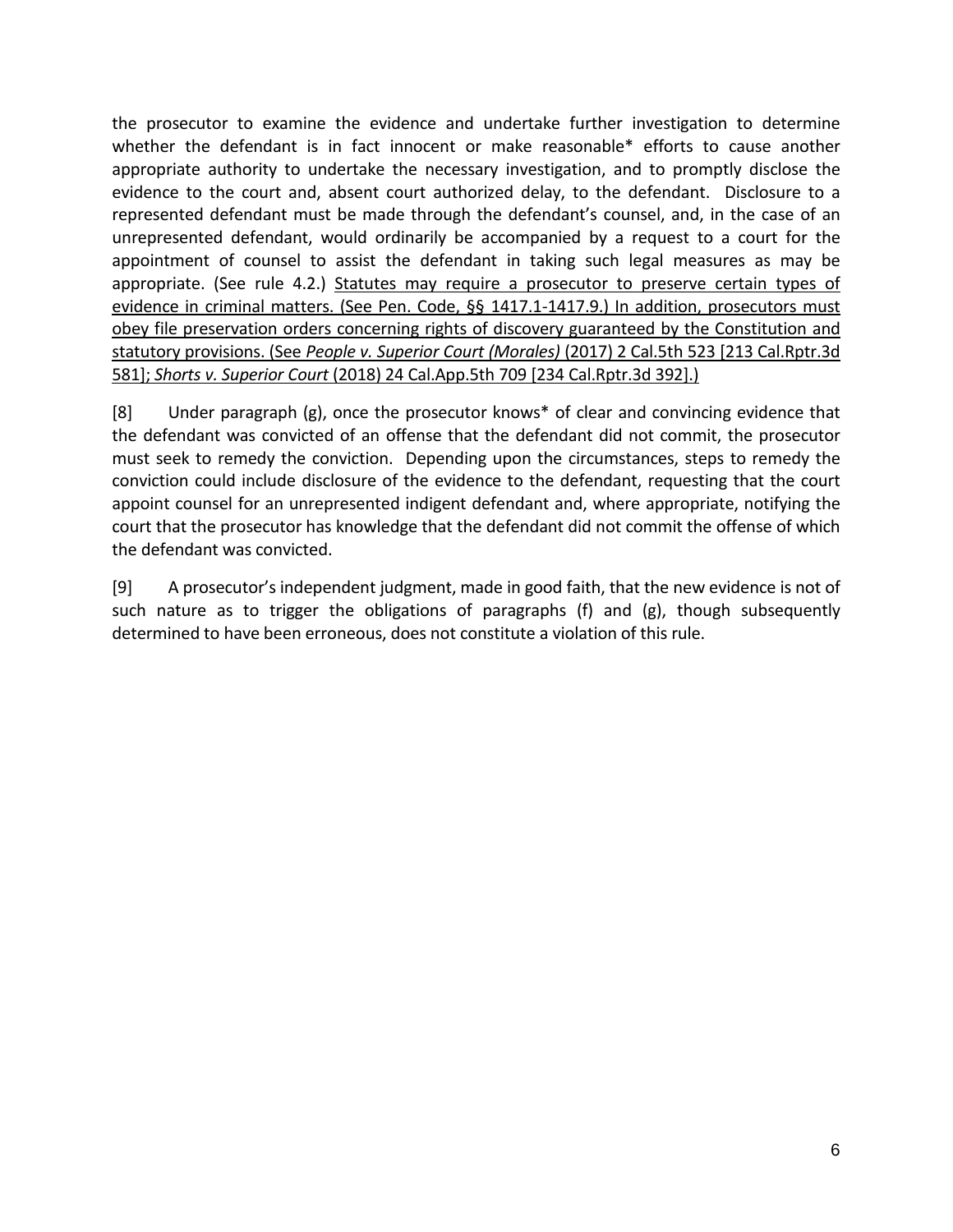the prosecutor to examine the evidence and undertake further investigation to determine whether the defendant is in fact innocent or make reasonable* efforts to cause another appropriate authority to undertake the necessary investigation, and to promptly disclose the evidence to the court and, absent court authorized delay, to the defendant. Disclosure to a represented defendant must be made through the defendant's counsel, and, in the case of an unrepresented defendant, would ordinarily be accompanied by a request to a court for the appointment of counsel to assist the defendant in taking such legal measures as may be appropriate. (See rule 4.2.) <u>Statutes may require a prosecutor to preserve certain types of evidence in criminal matters. (See Pen. Code, §§ 1417.1-1417.9.) In addition, prosecutors must obey file preservation orders concerning rights of discovery guaranteed by the Constitution and statutory provisions. (See *People v. Superior Court (Morales)* (2017) 2 Cal.5th 523 [213 Cal.Rptr.3d 581]; *Shorts v. Superior Court* (2018) 24 Cal.App.5th 709 [234 Cal.Rptr.3d 392].)</u>

[8] Under paragraph (g), once the prosecutor knows* of clear and convincing evidence that the defendant was convicted of an offense that the defendant did not commit, the prosecutor must seek to remedy the conviction. Depending upon the circumstances, steps to remedy the conviction could include disclosure of the evidence to the defendant, requesting that the court appoint counsel for an unrepresented indigent defendant and, where appropriate, notifying the court that the prosecutor has knowledge that the defendant did not commit the offense of which the defendant was convicted.

[9] A prosecutor's independent judgment, made in good faith, that the new evidence is not of such nature as to trigger the obligations of paragraphs (f) and (g), though subsequently determined to have been erroneous, does not constitute a violation of this rule.